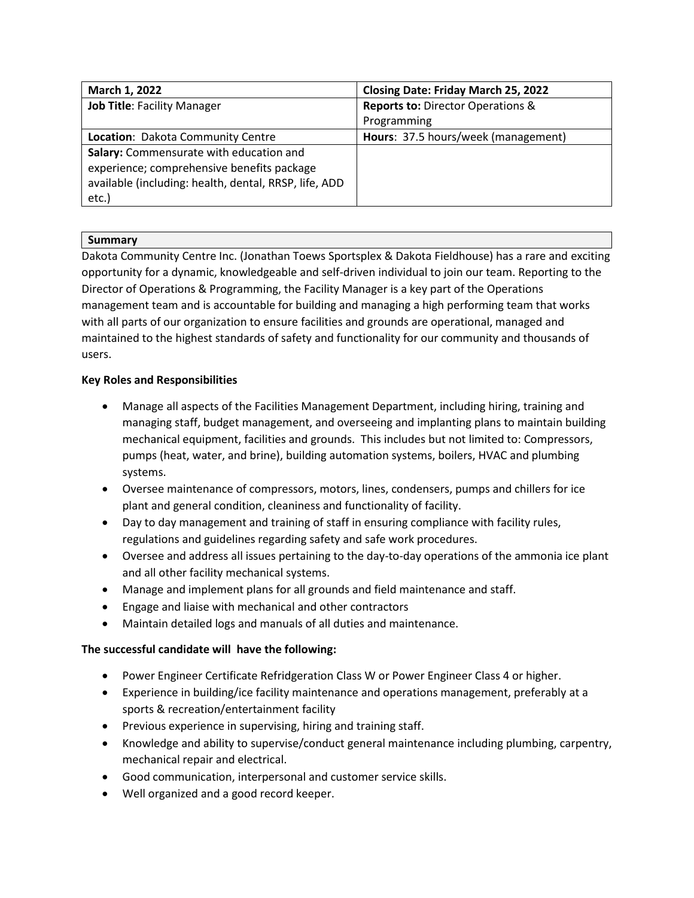| March 1, 2022 | Closing Date: Friday March 25, 2022 |
|---|---|
| **Job Title**: Facility Manager | **Reports to:** Director Operations & Programming |
| **Location**: Dakota Community Centre | **Hours**: 37.5 hours/week (management) |
| **Salary:** Commensurate with education and experience; comprehensive benefits package available (including: health, dental, RRSP, life, ADD etc.) | |

## Summary

Dakota Community Centre Inc. (Jonathan Toews Sportsplex & Dakota Fieldhouse) has a rare and exciting opportunity for a dynamic, knowledgeable and self-driven individual to join our team. Reporting to the Director of Operations & Programming, the Facility Manager is a key part of the Operations management team and is accountable for building and managing a high performing team that works with all parts of our organization to ensure facilities and grounds are operational, managed and maintained to the highest standards of safety and functionality for our community and thousands of users.

**Key Roles and Responsibilities**

- Manage all aspects of the Facilities Management Department, including hiring, training and managing staff, budget management, and overseeing and implanting plans to maintain building mechanical equipment, facilities and grounds. This includes but not limited to: Compressors, pumps (heat, water, and brine), building automation systems, boilers, HVAC and plumbing systems.
- Oversee maintenance of compressors, motors, lines, condensers, pumps and chillers for ice plant and general condition, cleaniness and functionality of facility.
- Day to day management and training of staff in ensuring compliance with facility rules, regulations and guidelines regarding safety and safe work procedures.
- Oversee and address all issues pertaining to the day-to-day operations of the ammonia ice plant and all other facility mechanical systems.
- Manage and implement plans for all grounds and field maintenance and staff.
- Engage and liaise with mechanical and other contractors
- Maintain detailed logs and manuals of all duties and maintenance.

**The successful candidate will have the following:**

- Power Engineer Certificate Refridgeration Class W or Power Engineer Class 4 or higher.
- Experience in building/ice facility maintenance and operations management, preferably at a sports & recreation/entertainment facility
- Previous experience in supervising, hiring and training staff.
- Knowledge and ability to supervise/conduct general maintenance including plumbing, carpentry, mechanical repair and electrical.
- Good communication, interpersonal and customer service skills.
- Well organized and a good record keeper.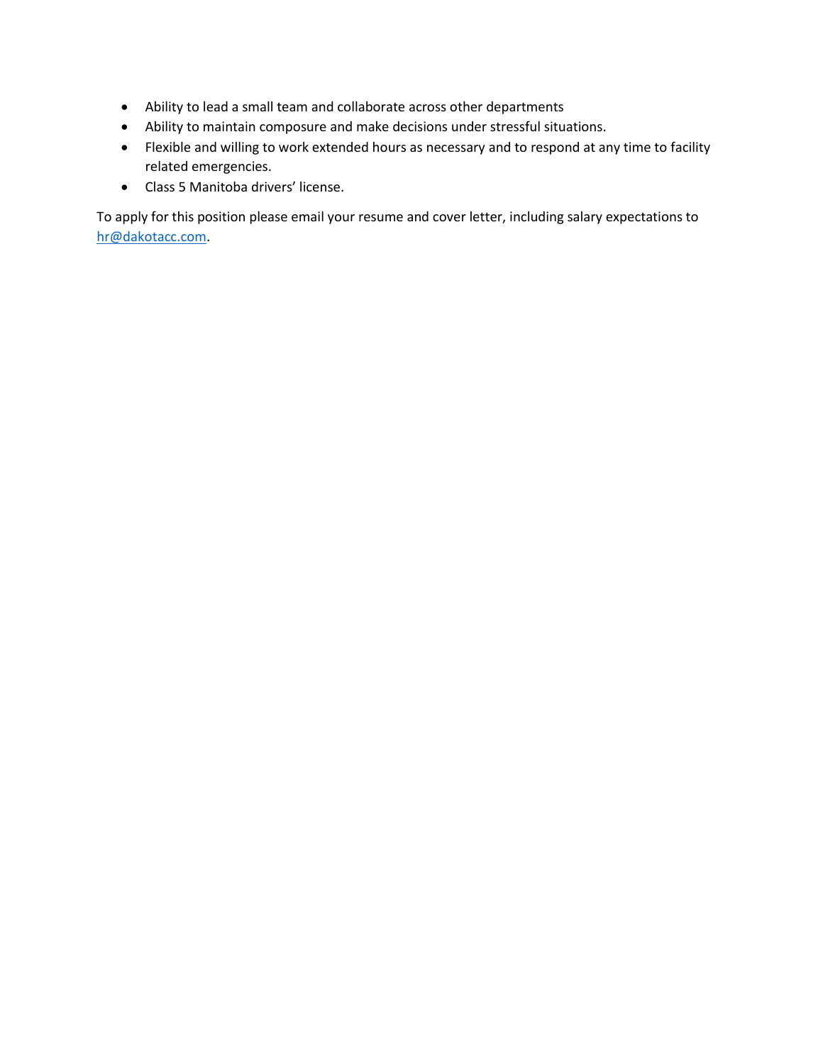- Ability to lead a small team and collaborate across other departments
- Ability to maintain composure and make decisions under stressful situations.
- Flexible and willing to work extended hours as necessary and to respond at any time to facility related emergencies.
- Class 5 Manitoba drivers' license.

To apply for this position please email your resume and cover letter, including salary expectations to hr@dakotacc.com.